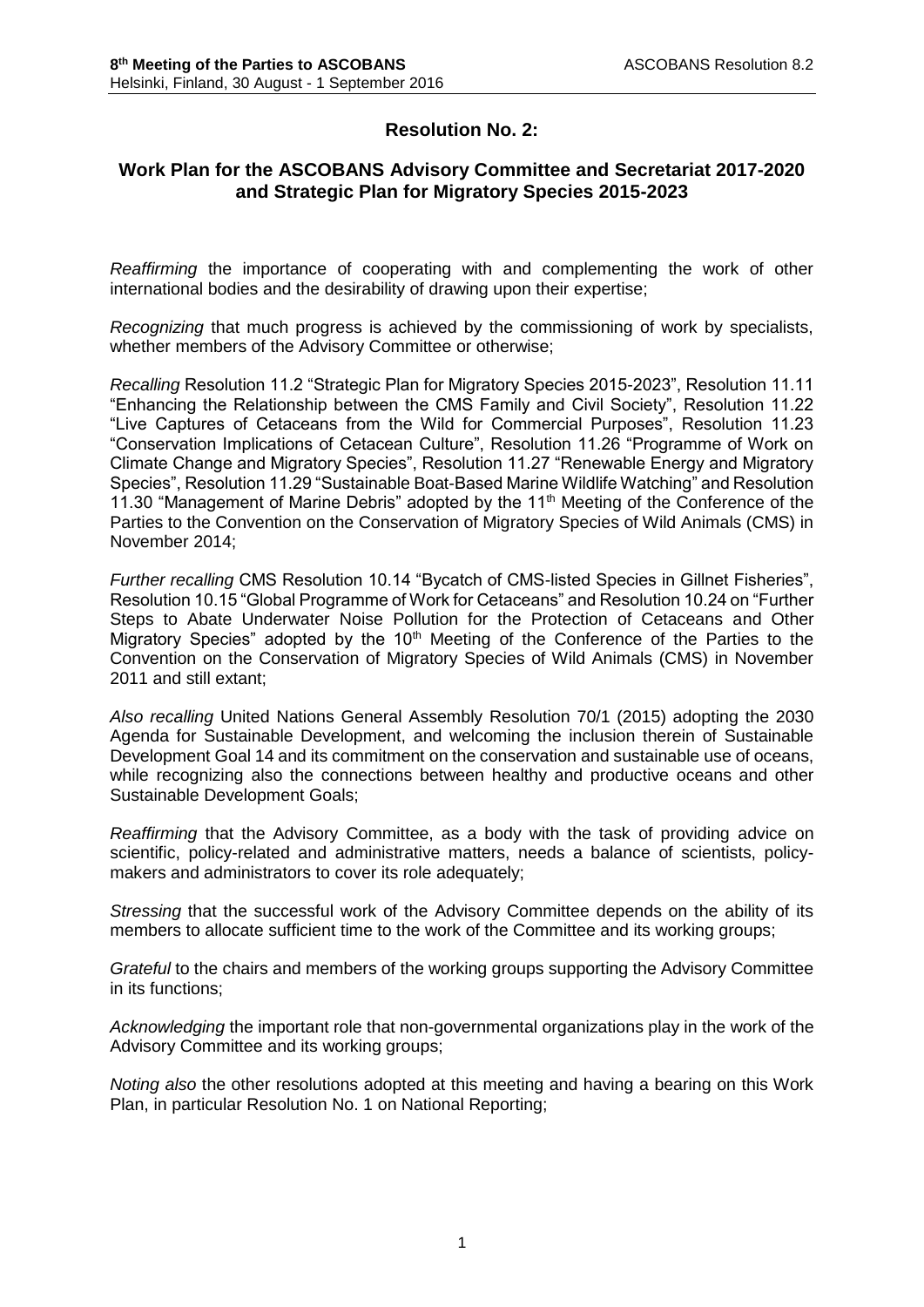## Resolution No. 2:

### Work Plan for the ASCOBANS Advisory Committee and Secretariat 2017-2020 and Strategic Plan for Migratory Species 2015-2023

*Reaffirming* the importance of cooperating with and complementing the work of other international bodies and the desirability of drawing upon their expertise;

*Recognizing* that much progress is achieved by the commissioning of work by specialists, whether members of the Advisory Committee or otherwise;

*Recalling* Resolution 11.2 "Strategic Plan for Migratory Species 2015-2023", Resolution 11.11 "Enhancing the Relationship between the CMS Family and Civil Society", Resolution 11.22 "Live Captures of Cetaceans from the Wild for Commercial Purposes", Resolution 11.23 "Conservation Implications of Cetacean Culture", Resolution 11.26 "Programme of Work on Climate Change and Migratory Species", Resolution 11.27 "Renewable Energy and Migratory Species", Resolution 11.29 "Sustainable Boat-Based Marine Wildlife Watching" and Resolution 11.30 "Management of Marine Debris" adopted by the 11th Meeting of the Conference of the Parties to the Convention on the Conservation of Migratory Species of Wild Animals (CMS) in November 2014;

*Further recalling* CMS Resolution 10.14 "Bycatch of CMS-listed Species in Gillnet Fisheries", Resolution 10.15 "Global Programme of Work for Cetaceans" and Resolution 10.24 on "Further Steps to Abate Underwater Noise Pollution for the Protection of Cetaceans and Other Migratory Species" adopted by the 10th Meeting of the Conference of the Parties to the Convention on the Conservation of Migratory Species of Wild Animals (CMS) in November 2011 and still extant;

*Also recalling* United Nations General Assembly Resolution 70/1 (2015) adopting the 2030 Agenda for Sustainable Development, and welcoming the inclusion therein of Sustainable Development Goal 14 and its commitment on the conservation and sustainable use of oceans, while recognizing also the connections between healthy and productive oceans and other Sustainable Development Goals;

*Reaffirming* that the Advisory Committee, as a body with the task of providing advice on scientific, policy-related and administrative matters, needs a balance of scientists, policy-makers and administrators to cover its role adequately;

*Stressing* that the successful work of the Advisory Committee depends on the ability of its members to allocate sufficient time to the work of the Committee and its working groups;

*Grateful* to the chairs and members of the working groups supporting the Advisory Committee in its functions;

*Acknowledging* the important role that non-governmental organizations play in the work of the Advisory Committee and its working groups;

*Noting also* the other resolutions adopted at this meeting and having a bearing on this Work Plan, in particular Resolution No. 1 on National Reporting;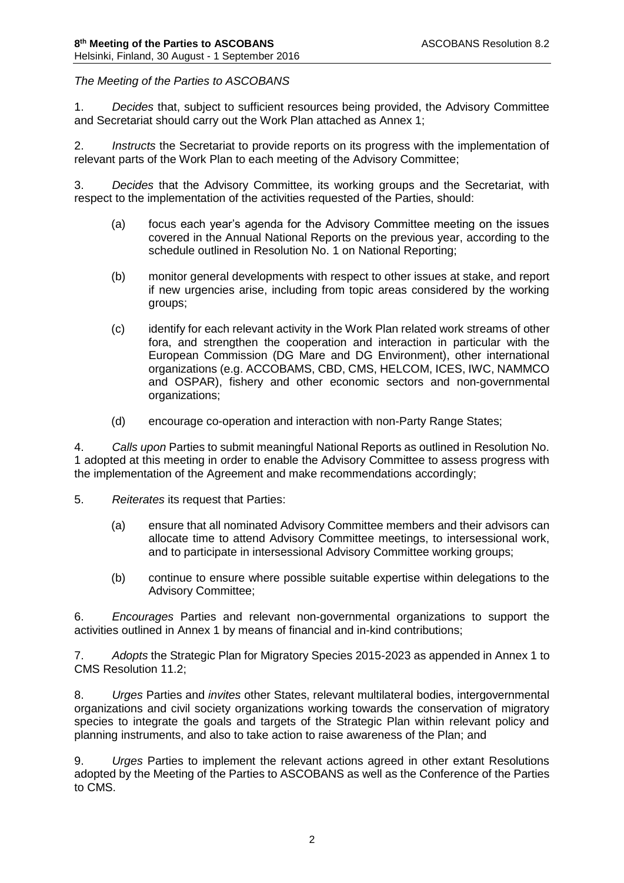*The Meeting of the Parties to ASCOBANS*

1. *Decides* that, subject to sufficient resources being provided, the Advisory Committee and Secretariat should carry out the Work Plan attached as Annex 1;

2. *Instructs* the Secretariat to provide reports on its progress with the implementation of relevant parts of the Work Plan to each meeting of the Advisory Committee;

3. *Decides* that the Advisory Committee, its working groups and the Secretariat, with respect to the implementation of the activities requested of the Parties, should:

   (a) focus each year's agenda for the Advisory Committee meeting on the issues covered in the Annual National Reports on the previous year, according to the schedule outlined in Resolution No. 1 on National Reporting;

   (b) monitor general developments with respect to other issues at stake, and report if new urgencies arise, including from topic areas considered by the working groups;

   (c) identify for each relevant activity in the Work Plan related work streams of other fora, and strengthen the cooperation and interaction in particular with the European Commission (DG Mare and DG Environment), other international organizations (e.g. ACCOBAMS, CBD, CMS, HELCOM, ICES, IWC, NAMMCO and OSPAR), fishery and other economic sectors and non-governmental organizations;

   (d) encourage co-operation and interaction with non-Party Range States;

4. *Calls upon* Parties to submit meaningful National Reports as outlined in Resolution No. 1 adopted at this meeting in order to enable the Advisory Committee to assess progress with the implementation of the Agreement and make recommendations accordingly;

5. *Reiterates* its request that Parties:

   (a) ensure that all nominated Advisory Committee members and their advisors can allocate time to attend Advisory Committee meetings, to intersessional work, and to participate in intersessional Advisory Committee working groups;

   (b) continue to ensure where possible suitable expertise within delegations to the Advisory Committee;

6. *Encourages* Parties and relevant non-governmental organizations to support the activities outlined in Annex 1 by means of financial and in-kind contributions;

7. *Adopts* the Strategic Plan for Migratory Species 2015-2023 as appended in Annex 1 to CMS Resolution 11.2;

8. *Urges* Parties and *invites* other States, relevant multilateral bodies, intergovernmental organizations and civil society organizations working towards the conservation of migratory species to integrate the goals and targets of the Strategic Plan within relevant policy and planning instruments, and also to take action to raise awareness of the Plan; and

9. *Urges* Parties to implement the relevant actions agreed in other extant Resolutions adopted by the Meeting of the Parties to ASCOBANS as well as the Conference of the Parties to CMS.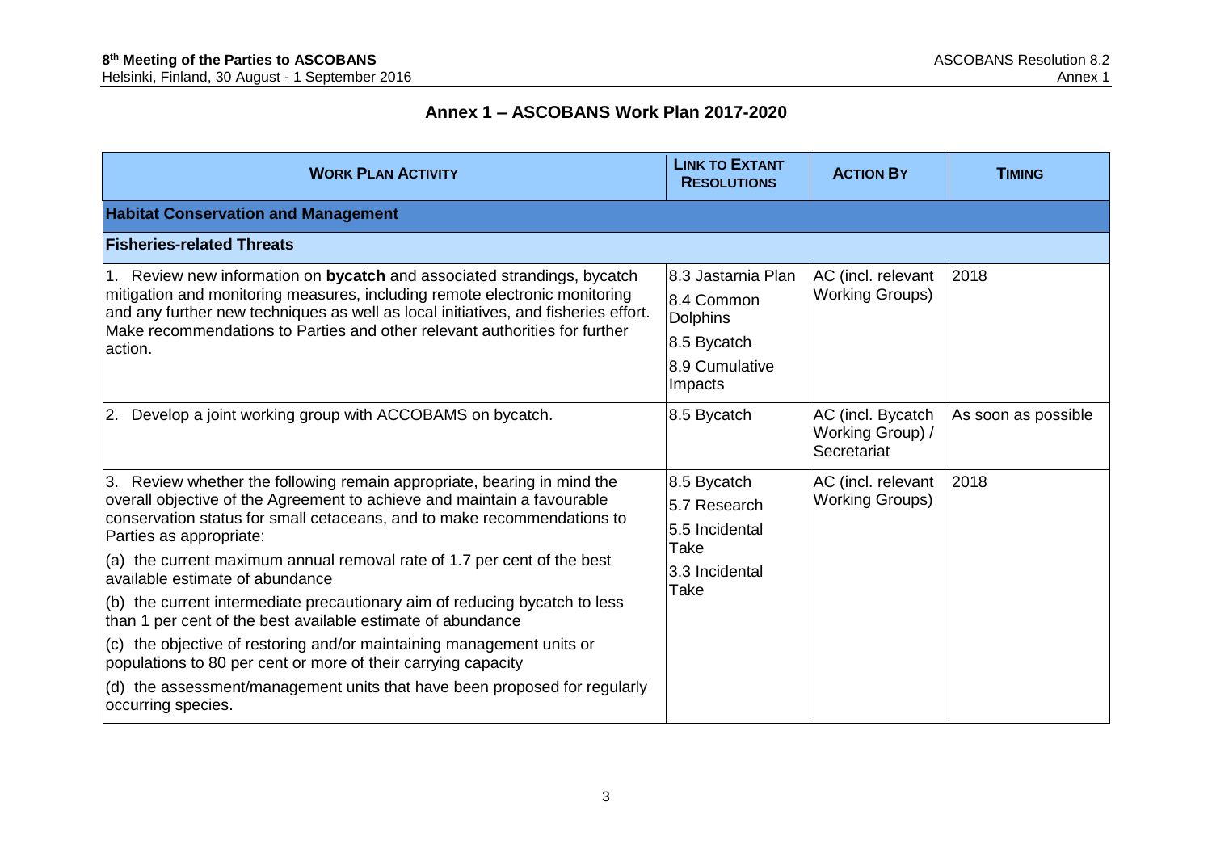## Annex 1 – ASCOBANS Work Plan 2017-2020

| WORK PLAN ACTIVITY | LINK TO EXTANT RESOLUTIONS | ACTION BY | TIMING |
|---|---|---|---|
| **Habitat Conservation and Management** | | | |
| **Fisheries-related Threats** | | | |
| 1. Review new information on **bycatch** and associated strandings, bycatch mitigation and monitoring measures, including remote electronic monitoring and any further new techniques as well as local initiatives, and fisheries effort. Make recommendations to Parties and other relevant authorities for further action. | 8.3 Jastarnia Plan<br>8.4 Common Dolphins<br>8.5 Bycatch<br>8.9 Cumulative Impacts | AC (incl. relevant Working Groups) | 2018 |
| 2. Develop a joint working group with ACCOBAMS on bycatch. | 8.5 Bycatch | AC (incl. Bycatch Working Group) / Secretariat | As soon as possible |
| 3. Review whether the following remain appropriate, bearing in mind the overall objective of the Agreement to achieve and maintain a favourable conservation status for small cetaceans, and to make recommendations to Parties as appropriate:<br>(a) the current maximum annual removal rate of 1.7 per cent of the best available estimate of abundance<br>(b) the current intermediate precautionary aim of reducing bycatch to less than 1 per cent of the best available estimate of abundance<br>(c) the objective of restoring and/or maintaining management units or populations to 80 per cent or more of their carrying capacity<br>(d) the assessment/management units that have been proposed for regularly occurring species. | 8.5 Bycatch<br>5.7 Research<br>5.5 Incidental Take<br>3.3 Incidental Take | AC (incl. relevant Working Groups) | 2018 |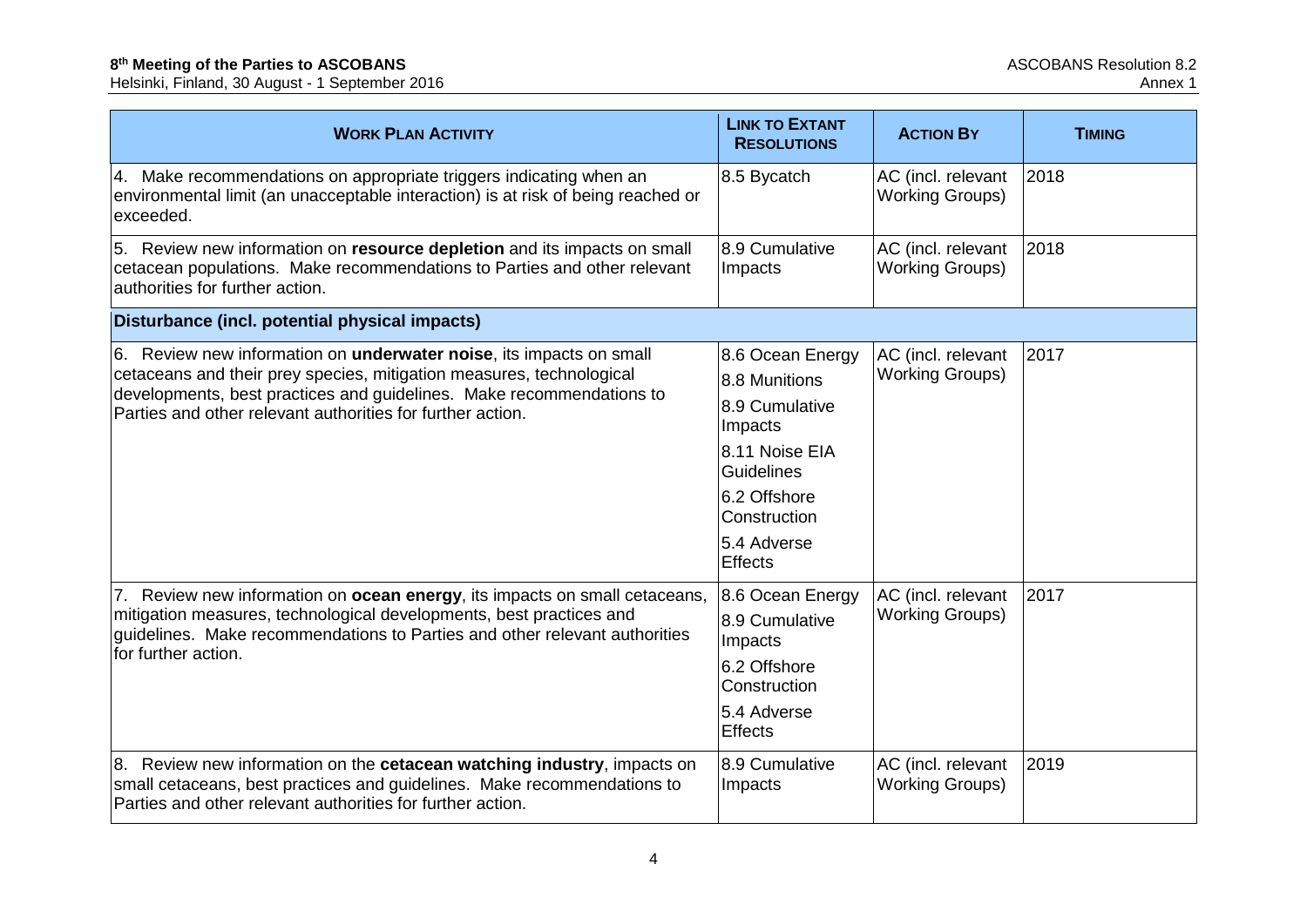| **WORK PLAN ACTIVITY** | **LINK TO EXTANT RESOLUTIONS** | **ACTION BY** | **TIMING** |
|---|---|---|---|
| 4. Make recommendations on appropriate triggers indicating when an environmental limit (an unacceptable interaction) is at risk of being reached or exceeded. | 8.5 Bycatch | AC (incl. relevant Working Groups) | 2018 |
| 5. Review new information on **resource depletion** and its impacts on small cetacean populations. Make recommendations to Parties and other relevant authorities for further action. | 8.9 Cumulative Impacts | AC (incl. relevant Working Groups) | 2018 |
| **Disturbance (incl. potential physical impacts)** | | | |
| 6. Review new information on **underwater noise**, its impacts on small cetaceans and their prey species, mitigation measures, technological developments, best practices and guidelines. Make recommendations to Parties and other relevant authorities for further action. | 8.6 Ocean Energy<br>8.8 Munitions<br>8.9 Cumulative Impacts<br>8.11 Noise EIA Guidelines<br>6.2 Offshore Construction<br>5.4 Adverse Effects | AC (incl. relevant Working Groups) | 2017 |
| 7. Review new information on **ocean energy**, its impacts on small cetaceans, mitigation measures, technological developments, best practices and guidelines. Make recommendations to Parties and other relevant authorities for further action. | 8.6 Ocean Energy<br>8.9 Cumulative Impacts<br>6.2 Offshore Construction<br>5.4 Adverse Effects | AC (incl. relevant Working Groups) | 2017 |
| 8. Review new information on the **cetacean watching industry**, impacts on small cetaceans, best practices and guidelines. Make recommendations to Parties and other relevant authorities for further action. | 8.9 Cumulative Impacts | AC (incl. relevant Working Groups) | 2019 |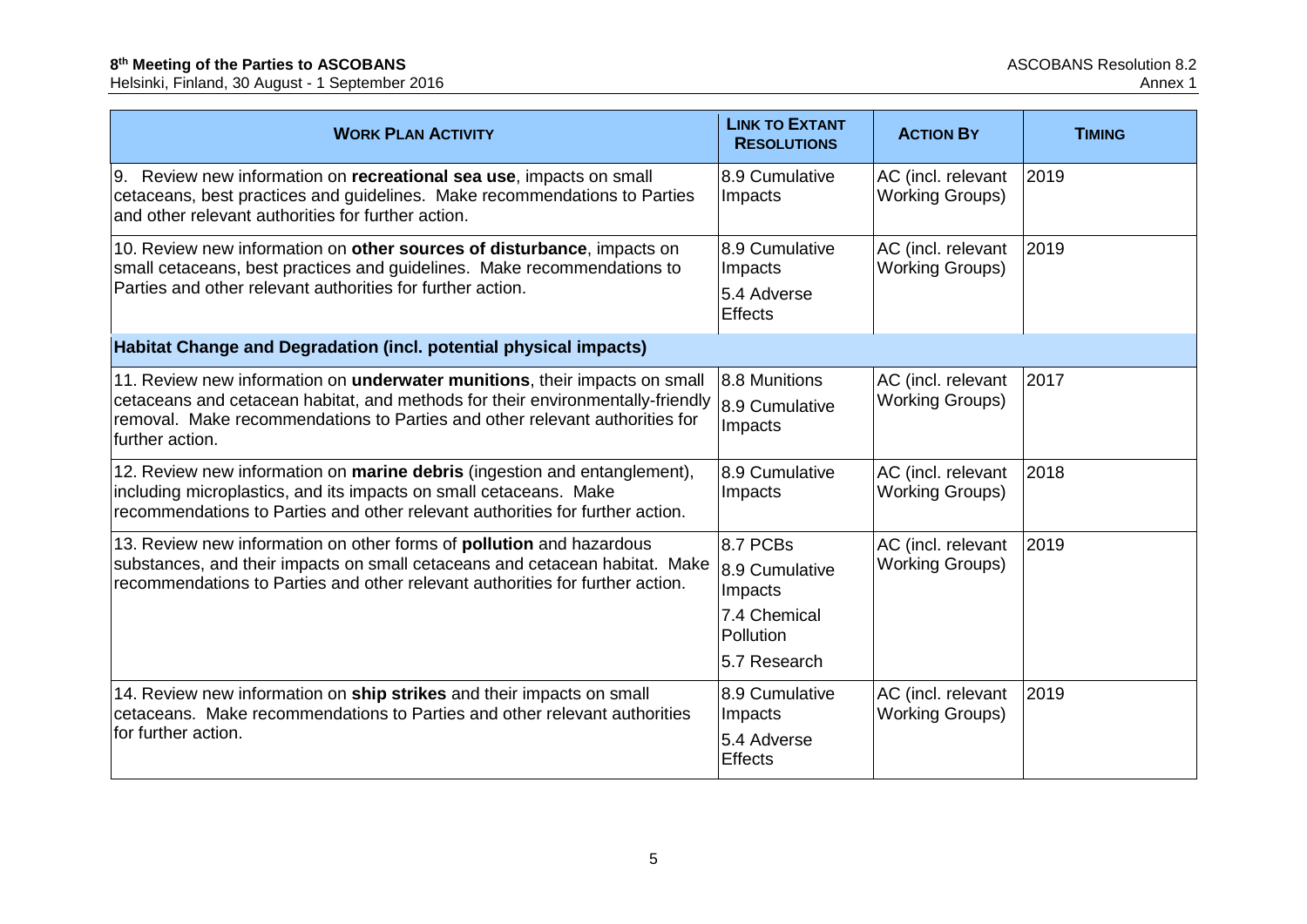| **WORK PLAN ACTIVITY** | **LINK TO EXTANT RESOLUTIONS** | **ACTION BY** | **TIMING** |
|---|---|---|---|
| 9. Review new information on **recreational sea use**, impacts on small cetaceans, best practices and guidelines. Make recommendations to Parties and other relevant authorities for further action. | 8.9 Cumulative Impacts | AC (incl. relevant Working Groups) | 2019 |
| 10. Review new information on **other sources of disturbance**, impacts on small cetaceans, best practices and guidelines. Make recommendations to Parties and other relevant authorities for further action. | 8.9 Cumulative Impacts<br>5.4 Adverse Effects | AC (incl. relevant Working Groups) | 2019 |
| **Habitat Change and Degradation (incl. potential physical impacts)** | | | |
| 11. Review new information on **underwater munitions**, their impacts on small cetaceans and cetacean habitat, and methods for their environmentally-friendly removal. Make recommendations to Parties and other relevant authorities for further action. | 8.8 Munitions<br>8.9 Cumulative Impacts | AC (incl. relevant Working Groups) | 2017 |
| 12. Review new information on **marine debris** (ingestion and entanglement), including microplastics, and its impacts on small cetaceans. Make recommendations to Parties and other relevant authorities for further action. | 8.9 Cumulative Impacts | AC (incl. relevant Working Groups) | 2018 |
| 13. Review new information on other forms of **pollution** and hazardous substances, and their impacts on small cetaceans and cetacean habitat. Make recommendations to Parties and other relevant authorities for further action. | 8.7 PCBs<br>8.9 Cumulative Impacts<br>7.4 Chemical Pollution<br>5.7 Research | AC (incl. relevant Working Groups) | 2019 |
| 14. Review new information on **ship strikes** and their impacts on small cetaceans. Make recommendations to Parties and other relevant authorities for further action. | 8.9 Cumulative Impacts<br>5.4 Adverse Effects | AC (incl. relevant Working Groups) | 2019 |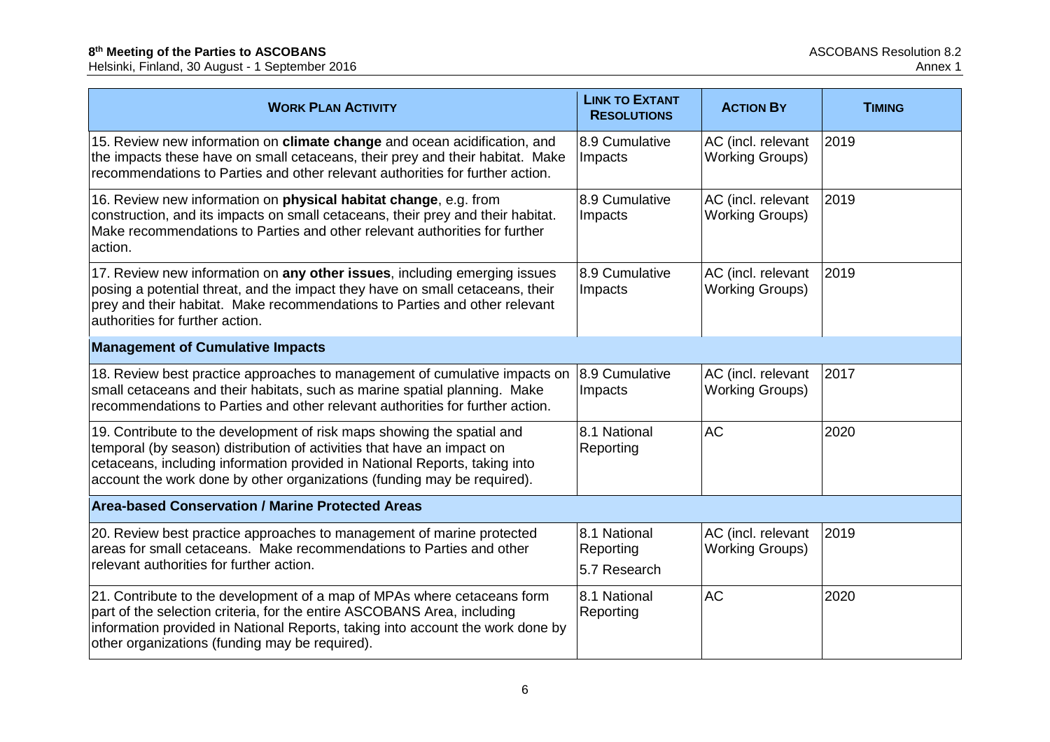| **WORK PLAN ACTIVITY** | **LINK TO EXTANT RESOLUTIONS** | **ACTION BY** | **TIMING** |
|---|---|---|---|
| 15. Review new information on **climate change** and ocean acidification, and the impacts these have on small cetaceans, their prey and their habitat. Make recommendations to Parties and other relevant authorities for further action. | 8.9 Cumulative Impacts | AC (incl. relevant Working Groups) | 2019 |
| 16. Review new information on **physical habitat change**, e.g. from construction, and its impacts on small cetaceans, their prey and their habitat. Make recommendations to Parties and other relevant authorities for further action. | 8.9 Cumulative Impacts | AC (incl. relevant Working Groups) | 2019 |
| 17. Review new information on **any other issues**, including emerging issues posing a potential threat, and the impact they have on small cetaceans, their prey and their habitat. Make recommendations to Parties and other relevant authorities for further action. | 8.9 Cumulative Impacts | AC (incl. relevant Working Groups) | 2019 |
| **Management of Cumulative Impacts** | | | |
| 18. Review best practice approaches to management of cumulative impacts on small cetaceans and their habitats, such as marine spatial planning. Make recommendations to Parties and other relevant authorities for further action. | 8.9 Cumulative Impacts | AC (incl. relevant Working Groups) | 2017 |
| 19. Contribute to the development of risk maps showing the spatial and temporal (by season) distribution of activities that have an impact on cetaceans, including information provided in National Reports, taking into account the work done by other organizations (funding may be required). | 8.1 National Reporting | AC | 2020 |
| **Area-based Conservation / Marine Protected Areas** | | | |
| 20. Review best practice approaches to management of marine protected areas for small cetaceans. Make recommendations to Parties and other relevant authorities for further action. | 8.1 National Reporting<br>5.7 Research | AC (incl. relevant Working Groups) | 2019 |
| 21. Contribute to the development of a map of MPAs where cetaceans form part of the selection criteria, for the entire ASCOBANS Area, including information provided in National Reports, taking into account the work done by other organizations (funding may be required). | 8.1 National Reporting | AC | 2020 |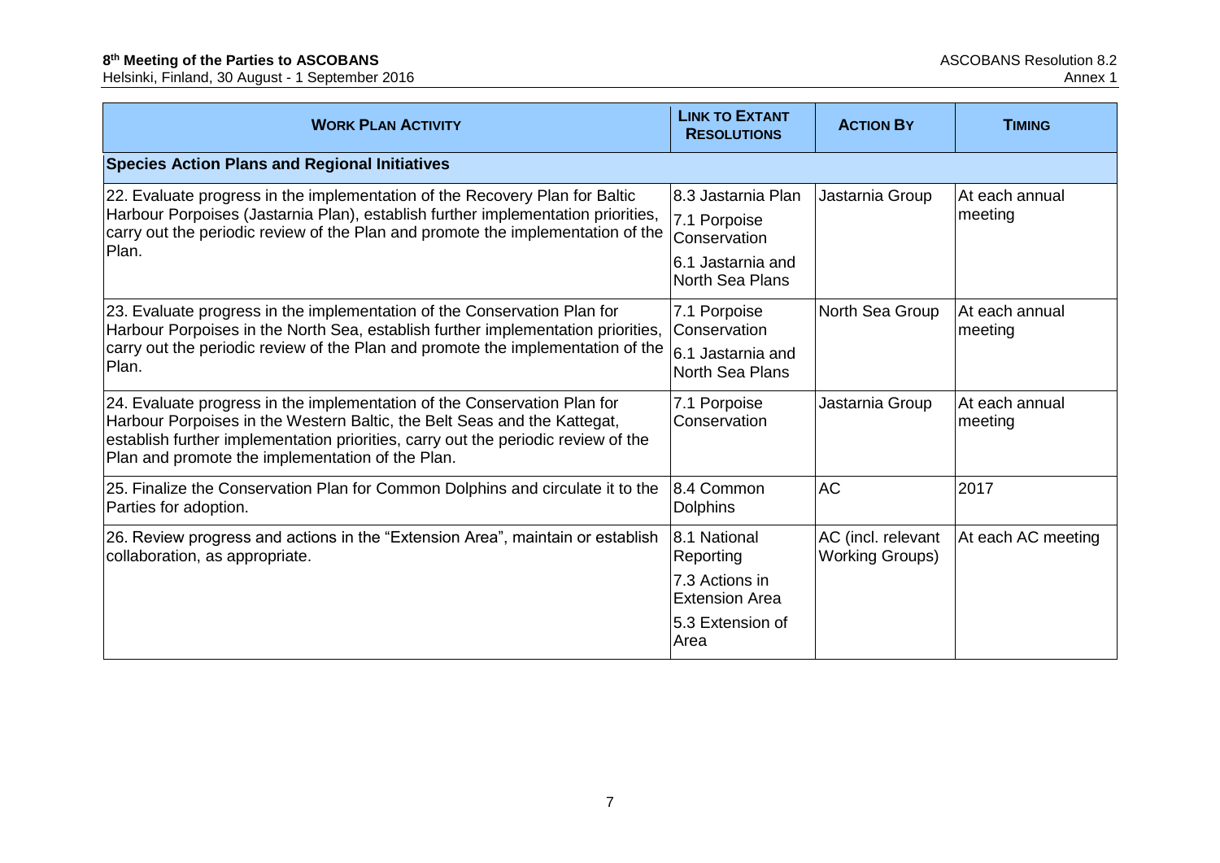| WORK PLAN ACTIVITY | LINK TO EXTANT RESOLUTIONS | ACTION BY | TIMING |
|---|---|---|---|
| **Species Action Plans and Regional Initiatives** | | | |
| 22. Evaluate progress in the implementation of the Recovery Plan for Baltic Harbour Porpoises (Jastarnia Plan), establish further implementation priorities, carry out the periodic review of the Plan and promote the implementation of the Plan. | 8.3 Jastarnia Plan<br>7.1 Porpoise Conservation<br>6.1 Jastarnia and North Sea Plans | Jastarnia Group | At each annual meeting |
| 23. Evaluate progress in the implementation of the Conservation Plan for Harbour Porpoises in the North Sea, establish further implementation priorities, carry out the periodic review of the Plan and promote the implementation of the Plan. | 7.1 Porpoise Conservation<br>6.1 Jastarnia and North Sea Plans | North Sea Group | At each annual meeting |
| 24. Evaluate progress in the implementation of the Conservation Plan for Harbour Porpoises in the Western Baltic, the Belt Seas and the Kattegat, establish further implementation priorities, carry out the periodic review of the Plan and promote the implementation of the Plan. | 7.1 Porpoise Conservation | Jastarnia Group | At each annual meeting |
| 25. Finalize the Conservation Plan for Common Dolphins and circulate it to the Parties for adoption. | 8.4 Common Dolphins | AC | 2017 |
| 26. Review progress and actions in the "Extension Area", maintain or establish collaboration, as appropriate. | 8.1 National Reporting<br>7.3 Actions in Extension Area<br>5.3 Extension of Area | AC (incl. relevant Working Groups) | At each AC meeting |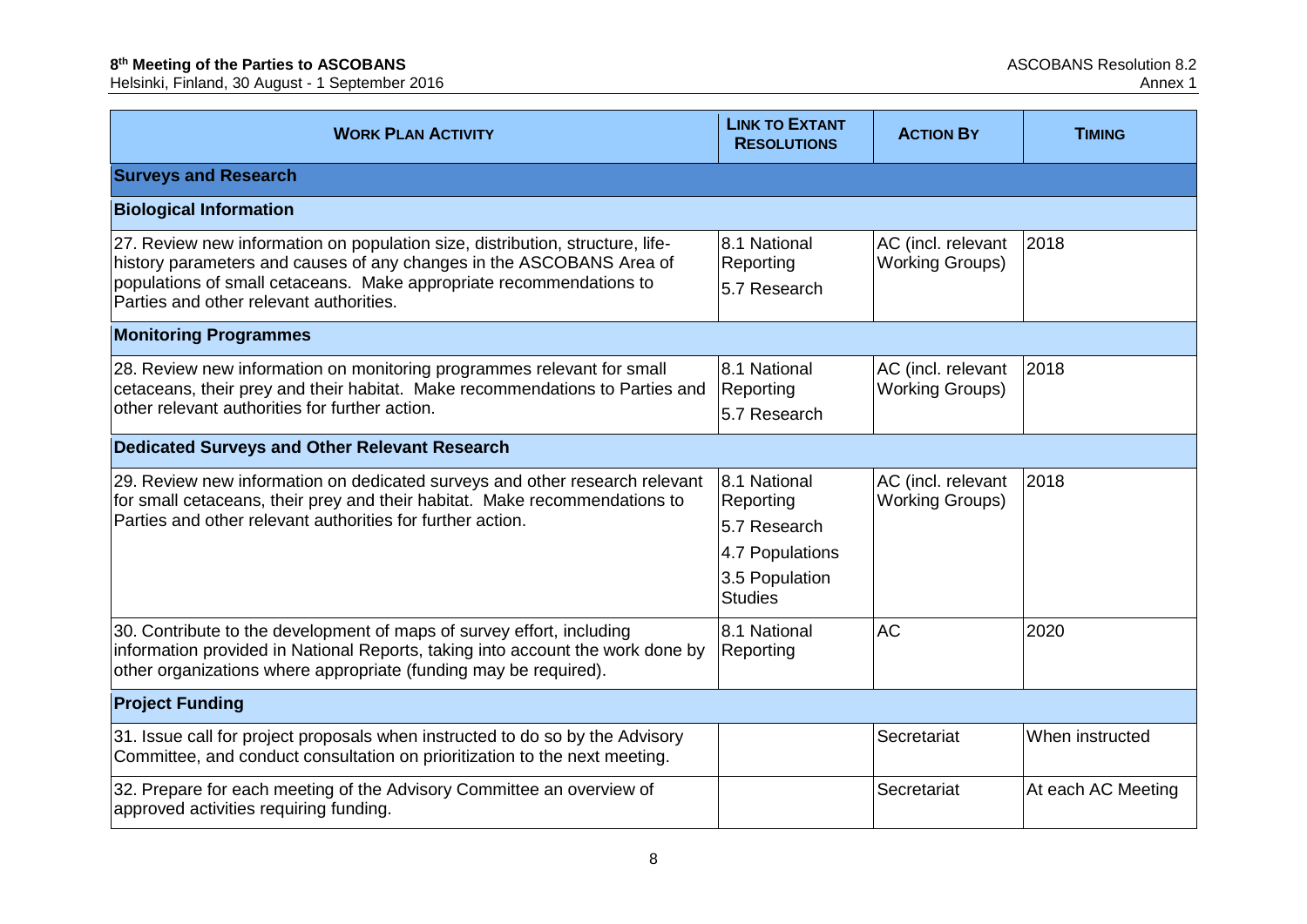| WORK PLAN ACTIVITY | LINK TO EXTANT RESOLUTIONS | ACTION BY | TIMING |
|---|---|---|---|
| **Surveys and Research** | | | |
| **Biological Information** | | | |
| 27. Review new information on population size, distribution, structure, life-history parameters and causes of any changes in the ASCOBANS Area of populations of small cetaceans. Make appropriate recommendations to Parties and other relevant authorities. | 8.1 National Reporting<br>5.7 Research | AC (incl. relevant Working Groups) | 2018 |
| **Monitoring Programmes** | | | |
| 28. Review new information on monitoring programmes relevant for small cetaceans, their prey and their habitat. Make recommendations to Parties and other relevant authorities for further action. | 8.1 National Reporting<br>5.7 Research | AC (incl. relevant Working Groups) | 2018 |
| **Dedicated Surveys and Other Relevant Research** | | | |
| 29. Review new information on dedicated surveys and other research relevant for small cetaceans, their prey and their habitat. Make recommendations to Parties and other relevant authorities for further action. | 8.1 National Reporting<br>5.7 Research<br>4.7 Populations<br>3.5 Population Studies | AC (incl. relevant Working Groups) | 2018 |
| 30. Contribute to the development of maps of survey effort, including information provided in National Reports, taking into account the work done by other organizations where appropriate (funding may be required). | 8.1 National Reporting | AC | 2020 |
| **Project Funding** | | | |
| 31. Issue call for project proposals when instructed to do so by the Advisory Committee, and conduct consultation on prioritization to the next meeting. | | Secretariat | When instructed |
| 32. Prepare for each meeting of the Advisory Committee an overview of approved activities requiring funding. | | Secretariat | At each AC Meeting |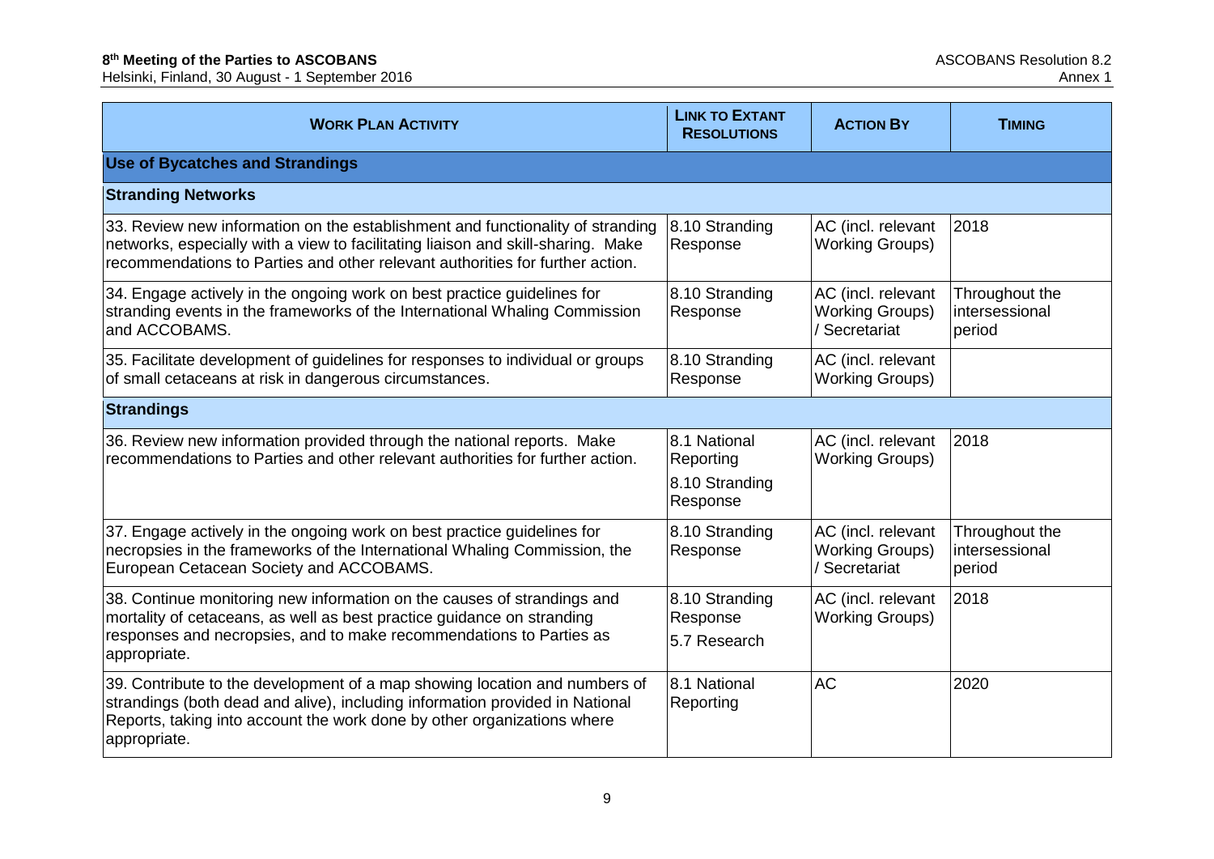| WORK PLAN ACTIVITY | LINK TO EXTANT RESOLUTIONS | ACTION BY | TIMING |
| --- | --- | --- | --- |
| **Use of Bycatches and Strandings** | | | |
| **Stranding Networks** | | | |
| 33. Review new information on the establishment and functionality of stranding networks, especially with a view to facilitating liaison and skill-sharing. Make recommendations to Parties and other relevant authorities for further action. | 8.10 Stranding Response | AC (incl. relevant Working Groups) | 2018 |
| 34. Engage actively in the ongoing work on best practice guidelines for stranding events in the frameworks of the International Whaling Commission and ACCOBAMS. | 8.10 Stranding Response | AC (incl. relevant Working Groups) / Secretariat | Throughout the intersessional period |
| 35. Facilitate development of guidelines for responses to individual or groups of small cetaceans at risk in dangerous circumstances. | 8.10 Stranding Response | AC (incl. relevant Working Groups) | |
| **Strandings** | | | |
| 36. Review new information provided through the national reports. Make recommendations to Parties and other relevant authorities for further action. | 8.1 National Reporting<br>8.10 Stranding Response | AC (incl. relevant Working Groups) | 2018 |
| 37. Engage actively in the ongoing work on best practice guidelines for necropsies in the frameworks of the International Whaling Commission, the European Cetacean Society and ACCOBAMS. | 8.10 Stranding Response | AC (incl. relevant Working Groups) / Secretariat | Throughout the intersessional period |
| 38. Continue monitoring new information on the causes of strandings and mortality of cetaceans, as well as best practice guidance on stranding responses and necropsies, and to make recommendations to Parties as appropriate. | 8.10 Stranding Response<br>5.7 Research | AC (incl. relevant Working Groups) | 2018 |
| 39. Contribute to the development of a map showing location and numbers of strandings (both dead and alive), including information provided in National Reports, taking into account the work done by other organizations where appropriate. | 8.1 National Reporting | AC | 2020 |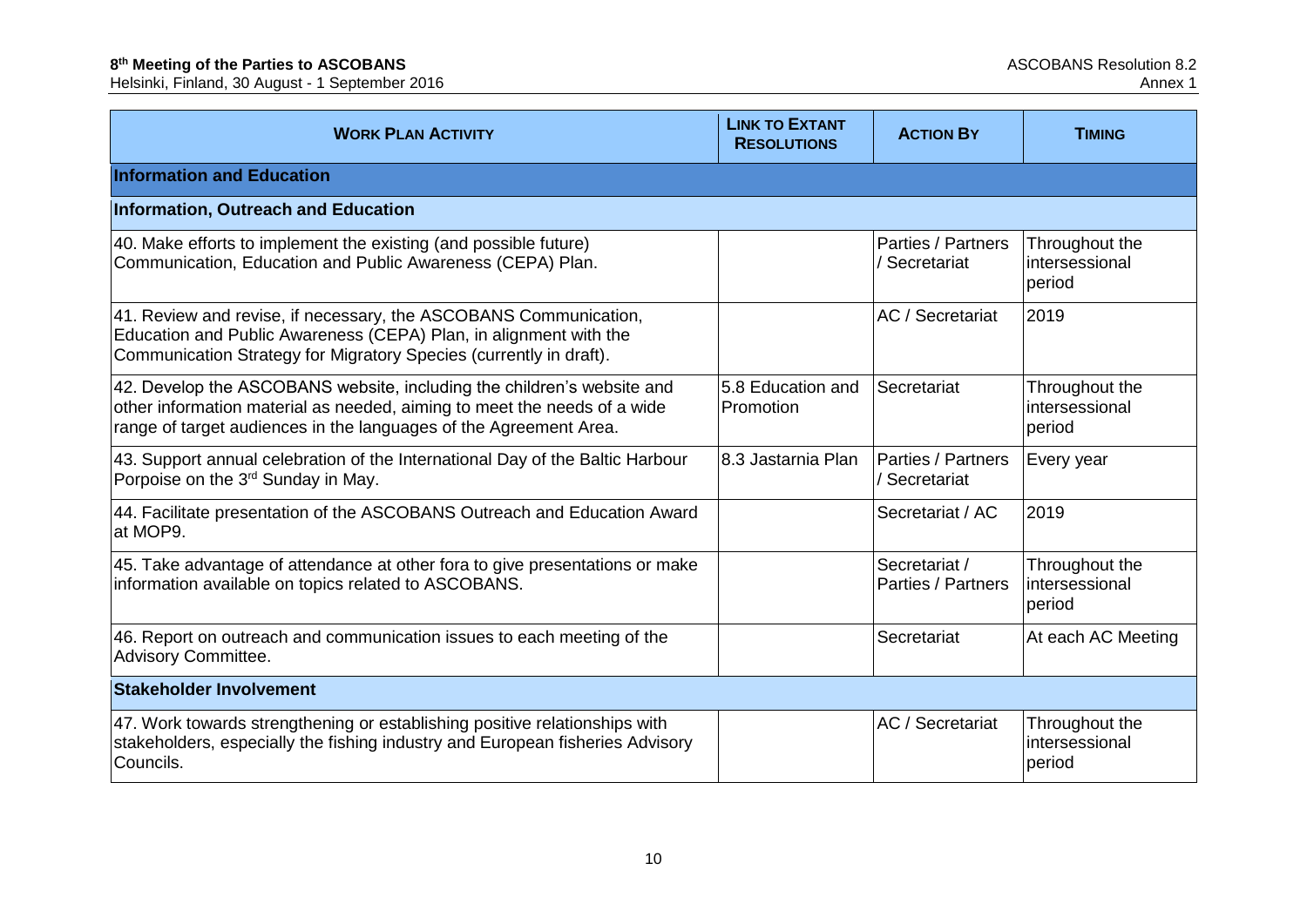| WORK PLAN ACTIVITY | LINK TO EXTANT RESOLUTIONS | ACTION BY | TIMING |
|---|---|---|---|
| **Information and Education** | | | |
| **Information, Outreach and Education** | | | |
| 40. Make efforts to implement the existing (and possible future) Communication, Education and Public Awareness (CEPA) Plan. | | Parties / Partners / Secretariat | Throughout the intersessional period |
| 41. Review and revise, if necessary, the ASCOBANS Communication, Education and Public Awareness (CEPA) Plan, in alignment with the Communication Strategy for Migratory Species (currently in draft). | | AC / Secretariat | 2019 |
| 42. Develop the ASCOBANS website, including the children's website and other information material as needed, aiming to meet the needs of a wide range of target audiences in the languages of the Agreement Area. | 5.8 Education and Promotion | Secretariat | Throughout the intersessional period |
| 43. Support annual celebration of the International Day of the Baltic Harbour Porpoise on the 3rd Sunday in May. | 8.3 Jastarnia Plan | Parties / Partners / Secretariat | Every year |
| 44. Facilitate presentation of the ASCOBANS Outreach and Education Award at MOP9. | | Secretariat / AC | 2019 |
| 45. Take advantage of attendance at other fora to give presentations or make information available on topics related to ASCOBANS. | | Secretariat / Parties / Partners | Throughout the intersessional period |
| 46. Report on outreach and communication issues to each meeting of the Advisory Committee. | | Secretariat | At each AC Meeting |
| **Stakeholder Involvement** | | | |
| 47. Work towards strengthening or establishing positive relationships with stakeholders, especially the fishing industry and European fisheries Advisory Councils. | | AC / Secretariat | Throughout the intersessional period |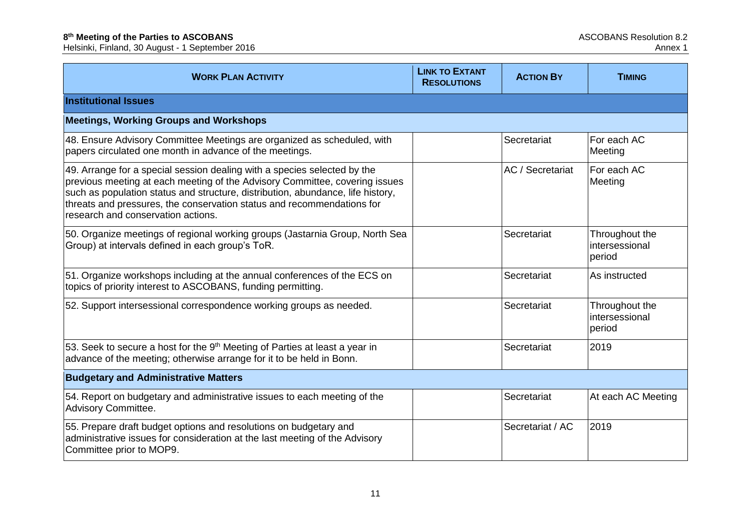| WORK PLAN ACTIVITY | LINK TO EXTANT RESOLUTIONS | ACTION BY | TIMING |
|---|---|---|---|
| **Institutional Issues** | | | |
| **Meetings, Working Groups and Workshops** | | | |
| 48. Ensure Advisory Committee Meetings are organized as scheduled, with papers circulated one month in advance of the meetings. | | Secretariat | For each AC Meeting |
| 49. Arrange for a special session dealing with a species selected by the previous meeting at each meeting of the Advisory Committee, covering issues such as population status and structure, distribution, abundance, life history, threats and pressures, the conservation status and recommendations for research and conservation actions. | | AC / Secretariat | For each AC Meeting |
| 50. Organize meetings of regional working groups (Jastarnia Group, North Sea Group) at intervals defined in each group's ToR. | | Secretariat | Throughout the intersessional period |
| 51. Organize workshops including at the annual conferences of the ECS on topics of priority interest to ASCOBANS, funding permitting. | | Secretariat | As instructed |
| 52. Support intersessional correspondence working groups as needed. | | Secretariat | Throughout the intersessional period |
| 53. Seek to secure a host for the 9th Meeting of Parties at least a year in advance of the meeting; otherwise arrange for it to be held in Bonn. | | Secretariat | 2019 |
| **Budgetary and Administrative Matters** | | | |
| 54. Report on budgetary and administrative issues to each meeting of the Advisory Committee. | | Secretariat | At each AC Meeting |
| 55. Prepare draft budget options and resolutions on budgetary and administrative issues for consideration at the last meeting of the Advisory Committee prior to MOP9. | | Secretariat / AC | 2019 |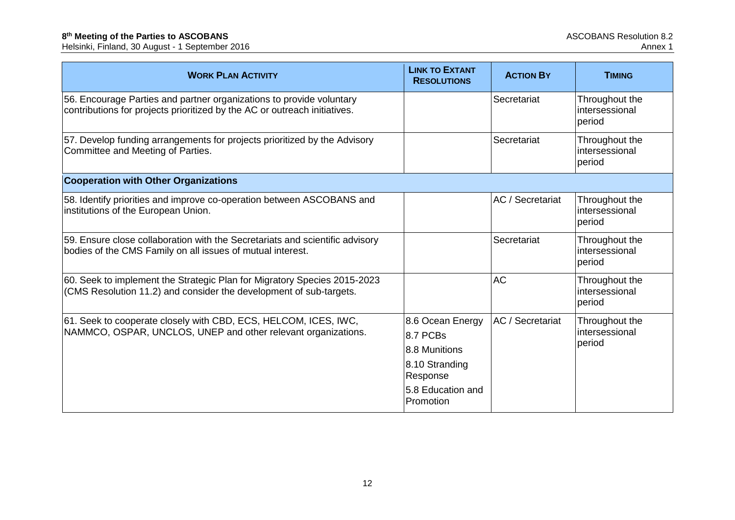| WORK PLAN ACTIVITY | LINK TO EXTANT RESOLUTIONS | ACTION BY | TIMING |
| --- | --- | --- | --- |
| 56. Encourage Parties and partner organizations to provide voluntary contributions for projects prioritized by the AC or outreach initiatives. | | Secretariat | Throughout the intersessional period |
| 57. Develop funding arrangements for projects prioritized by the Advisory Committee and Meeting of Parties. | | Secretariat | Throughout the intersessional period |
| **Cooperation with Other Organizations** | | | |
| 58. Identify priorities and improve co-operation between ASCOBANS and institutions of the European Union. | | AC / Secretariat | Throughout the intersessional period |
| 59. Ensure close collaboration with the Secretariats and scientific advisory bodies of the CMS Family on all issues of mutual interest. | | Secretariat | Throughout the intersessional period |
| 60. Seek to implement the Strategic Plan for Migratory Species 2015-2023 (CMS Resolution 11.2) and consider the development of sub-targets. | | AC | Throughout the intersessional period |
| 61. Seek to cooperate closely with CBD, ECS, HELCOM, ICES, IWC, NAMMCO, OSPAR, UNCLOS, UNEP and other relevant organizations. | 8.6 Ocean Energy<br>8.7 PCBs<br>8.8 Munitions<br>8.10 Stranding Response<br>5.8 Education and Promotion | AC / Secretariat | Throughout the intersessional period |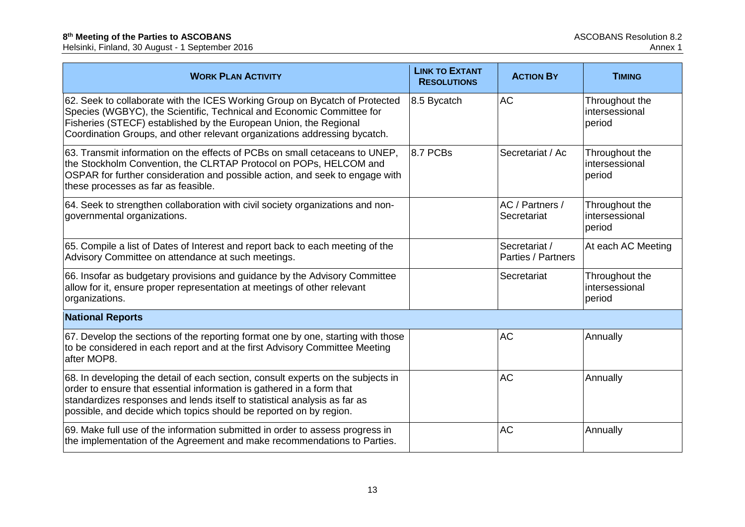| Work Plan Activity | Link to Extant Resolutions | Action By | Timing |
|---|---|---|---|
| 62. Seek to collaborate with the ICES Working Group on Bycatch of Protected Species (WGBYC), the Scientific, Technical and Economic Committee for Fisheries (STECF) established by the European Union, the Regional Coordination Groups, and other relevant organizations addressing bycatch. | 8.5 Bycatch | AC | Throughout the intersessional period |
| 63. Transmit information on the effects of PCBs on small cetaceans to UNEP, the Stockholm Convention, the CLRTAP Protocol on POPs, HELCOM and OSPAR for further consideration and possible action, and seek to engage with these processes as far as feasible. | 8.7 PCBs | Secretariat / Ac | Throughout the intersessional period |
| 64. Seek to strengthen collaboration with civil society organizations and non-governmental organizations. | | AC / Partners / Secretariat | Throughout the intersessional period |
| 65. Compile a list of Dates of Interest and report back to each meeting of the Advisory Committee on attendance at such meetings. | | Secretariat / Parties / Partners | At each AC Meeting |
| 66. Insofar as budgetary provisions and guidance by the Advisory Committee allow for it, ensure proper representation at meetings of other relevant organizations. | | Secretariat | Throughout the intersessional period |
| **National Reports** | | | |
| 67. Develop the sections of the reporting format one by one, starting with those to be considered in each report and at the first Advisory Committee Meeting after MOP8. | | AC | Annually |
| 68. In developing the detail of each section, consult experts on the subjects in order to ensure that essential information is gathered in a form that standardizes responses and lends itself to statistical analysis as far as possible, and decide which topics should be reported on by region. | | AC | Annually |
| 69. Make full use of the information submitted in order to assess progress in the implementation of the Agreement and make recommendations to Parties. | | AC | Annually |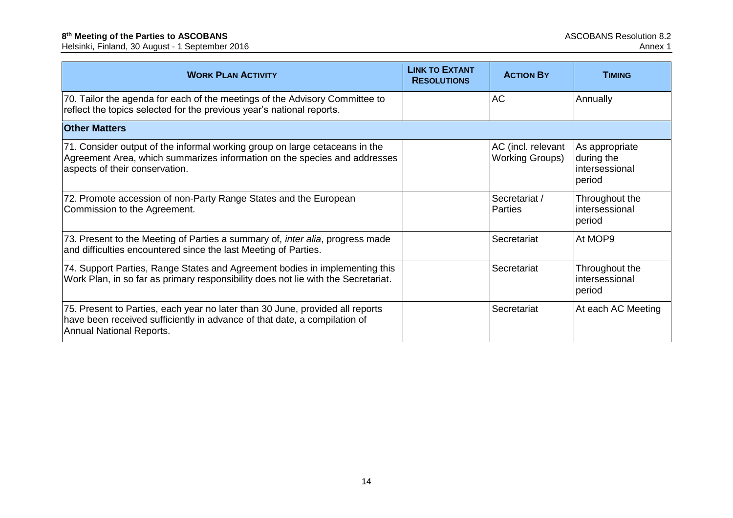| WORK PLAN ACTIVITY | LINK TO EXTANT RESOLUTIONS | ACTION BY | TIMING |
| --- | --- | --- | --- |
| 70. Tailor the agenda for each of the meetings of the Advisory Committee to reflect the topics selected for the previous year's national reports. | | AC | Annually |
| **Other Matters** | | | |
| 71. Consider output of the informal working group on large cetaceans in the Agreement Area, which summarizes information on the species and addresses aspects of their conservation. | | AC (incl. relevant Working Groups) | As appropriate during the intersessional period |
| 72. Promote accession of non-Party Range States and the European Commission to the Agreement. | | Secretariat / Parties | Throughout the intersessional period |
| 73. Present to the Meeting of Parties a summary of, *inter alia*, progress made and difficulties encountered since the last Meeting of Parties. | | Secretariat | At MOP9 |
| 74. Support Parties, Range States and Agreement bodies in implementing this Work Plan, in so far as primary responsibility does not lie with the Secretariat. | | Secretariat | Throughout the intersessional period |
| 75. Present to Parties, each year no later than 30 June, provided all reports have been received sufficiently in advance of that date, a compilation of Annual National Reports. | | Secretariat | At each AC Meeting |